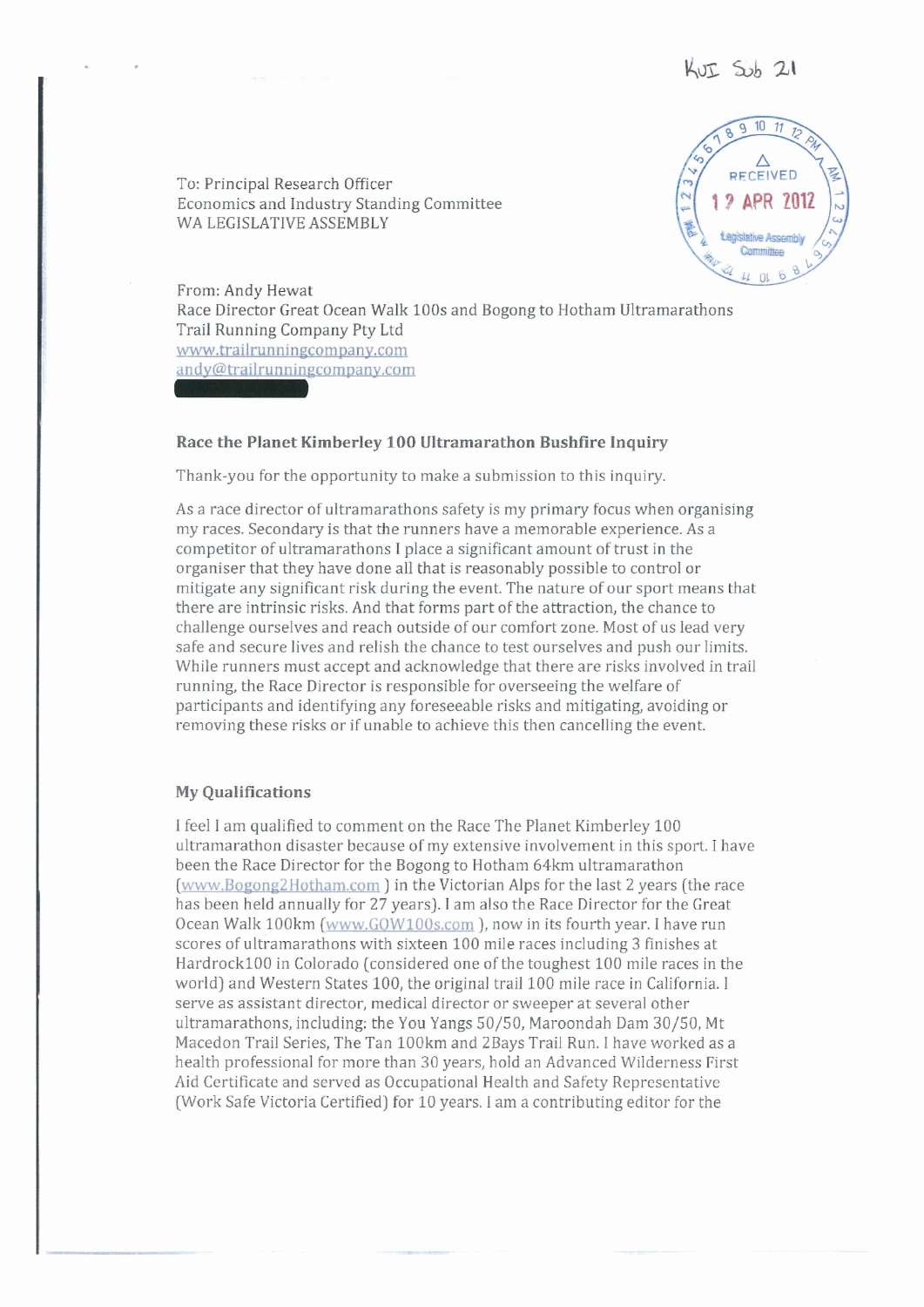KUI Sub 21

RECEIVED
12 APR 2012
Legislative Assembly Committee

To: Principal Research Officer
Economics and Industry Standing Committee
WA LEGISLATIVE ASSEMBLY

From: Andy Hewat
Race Director Great Ocean Walk 100s and Bogong to Hotham Ultramarathons
Trail Running Company Pty Ltd
www.trailrunningcompany.com
andy@trailrunningcompany.com

### Race the Planet Kimberley 100 Ultramarathon Bushfire Inquiry

Thank-you for the opportunity to make a submission to this inquiry.

As a race director of ultramarathons safety is my primary focus when organising my races. Secondary is that the runners have a memorable experience. As a competitor of ultramarathons I place a significant amount of trust in the organiser that they have done all that is reasonably possible to control or mitigate any significant risk during the event. The nature of our sport means that there are intrinsic risks. And that forms part of the attraction, the chance to challenge ourselves and reach outside of our comfort zone. Most of us lead very safe and secure lives and relish the chance to test ourselves and push our limits. While runners must accept and acknowledge that there are risks involved in trail running, the Race Director is responsible for overseeing the welfare of participants and identifying any foreseeable risks and mitigating, avoiding or removing these risks or if unable to achieve this then cancelling the event.

### My Qualifications

I feel I am qualified to comment on the Race The Planet Kimberley 100 ultramarathon disaster because of my extensive involvement in this sport. I have been the Race Director for the Bogong to Hotham 64km ultramarathon (www.Bogong2Hotham.com ) in the Victorian Alps for the last 2 years (the race has been held annually for 27 years). I am also the Race Director for the Great Ocean Walk 100km (www.GOW100s.com ), now in its fourth year. I have run scores of ultramarathons with sixteen 100 mile races including 3 finishes at Hardrock100 in Colorado (considered one of the toughest 100 mile races in the world) and Western States 100, the original trail 100 mile race in California. I serve as assistant director, medical director or sweeper at several other ultramarathons, including: the You Yangs 50/50, Maroondah Dam 30/50, Mt Macedon Trail Series, The Tan 100km and 2Bays Trail Run. I have worked as a health professional for more than 30 years, hold an Advanced Wilderness First Aid Certificate and served as Occupational Health and Safety Representative (Work Safe Victoria Certified) for 10 years. I am a contributing editor for the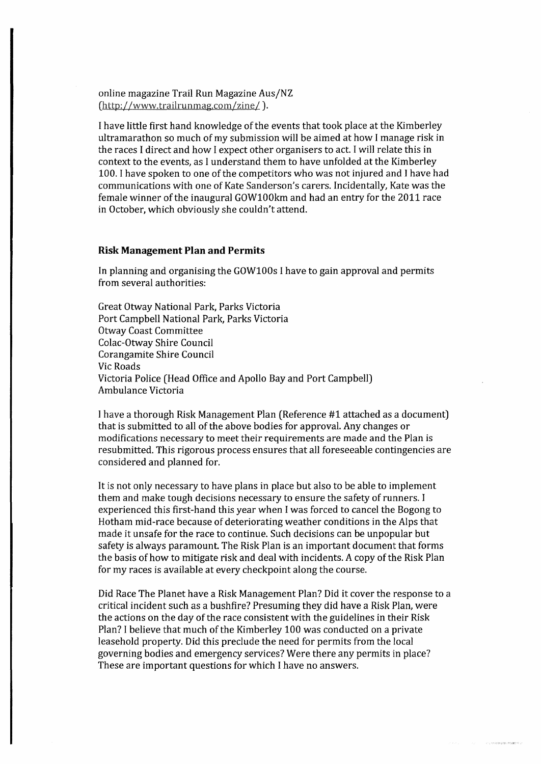online magazine Trail Run Magazine Aus/NZ (http://www.trailrunmag.com/zine/).

I have little first hand knowledge of the events that took place at the Kimberley ultramarathon so much of my submission will be aimed at how I manage risk in the races I direct and how I expect other organisers to act. I will relate this in context to the events, as I understand them to have unfolded at the Kimberley 100. I have spoken to one of the competitors who was not injured and I have had communications with one of Kate Sanderson's carers. Incidentally, Kate was the female winner of the inaugural GOW100km and had an entry for the 2011 race in October, which obviously she couldn't attend.

**Risk Management Plan and Permits**

In planning and organising the GOW100s I have to gain approval and permits from several authorities:

Great Otway National Park, Parks Victoria
Port Campbell National Park, Parks Victoria
Otway Coast Committee
Colac-Otway Shire Council
Corangamite Shire Council
Vic Roads
Victoria Police (Head Office and Apollo Bay and Port Campbell)
Ambulance Victoria

I have a thorough Risk Management Plan (Reference #1 attached as a document) that is submitted to all of the above bodies for approval. Any changes or modifications necessary to meet their requirements are made and the Plan is resubmitted. This rigorous process ensures that all foreseeable contingencies are considered and planned for.

It is not only necessary to have plans in place but also to be able to implement them and make tough decisions necessary to ensure the safety of runners. I experienced this first-hand this year when I was forced to cancel the Bogong to Hotham mid-race because of deteriorating weather conditions in the Alps that made it unsafe for the race to continue. Such decisions can be unpopular but safety is always paramount. The Risk Plan is an important document that forms the basis of how to mitigate risk and deal with incidents. A copy of the Risk Plan for my races is available at every checkpoint along the course.

Did Race The Planet have a Risk Management Plan? Did it cover the response to a critical incident such as a bushfire? Presuming they did have a Risk Plan, were the actions on the day of the race consistent with the guidelines in their Risk Plan? I believe that much of the Kimberley 100 was conducted on a private leasehold property. Did this preclude the need for permits from the local governing bodies and emergency services? Were there any permits in place? These are important questions for which I have no answers.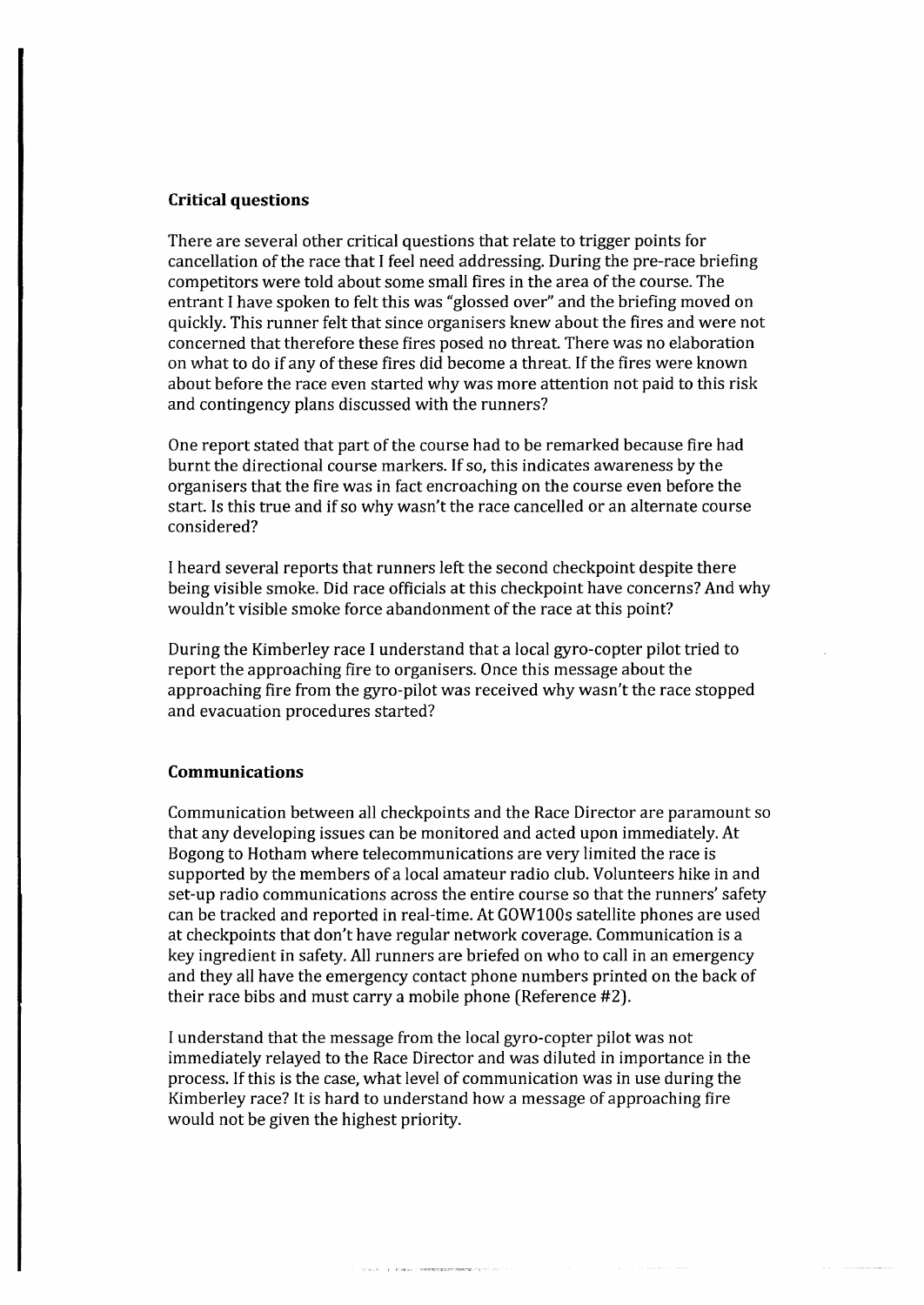## Critical questions

There are several other critical questions that relate to trigger points for cancellation of the race that I feel need addressing. During the pre-race briefing competitors were told about some small fires in the area of the course. The entrant I have spoken to felt this was "glossed over" and the briefing moved on quickly. This runner felt that since organisers knew about the fires and were not concerned that therefore these fires posed no threat. There was no elaboration on what to do if any of these fires did become a threat. If the fires were known about before the race even started why was more attention not paid to this risk and contingency plans discussed with the runners?

One report stated that part of the course had to be remarked because fire had burnt the directional course markers. If so, this indicates awareness by the organisers that the fire was in fact encroaching on the course even before the start. Is this true and if so why wasn't the race cancelled or an alternate course considered?

I heard several reports that runners left the second checkpoint despite there being visible smoke. Did race officials at this checkpoint have concerns? And why wouldn't visible smoke force abandonment of the race at this point?

During the Kimberley race I understand that a local gyro-copter pilot tried to report the approaching fire to organisers. Once this message about the approaching fire from the gyro-pilot was received why wasn't the race stopped and evacuation procedures started?

## Communications

Communication between all checkpoints and the Race Director are paramount so that any developing issues can be monitored and acted upon immediately. At Bogong to Hotham where telecommunications are very limited the race is supported by the members of a local amateur radio club. Volunteers hike in and set-up radio communications across the entire course so that the runners' safety can be tracked and reported in real-time. At GOW100s satellite phones are used at checkpoints that don't have regular network coverage. Communication is a key ingredient in safety. All runners are briefed on who to call in an emergency and they all have the emergency contact phone numbers printed on the back of their race bibs and must carry a mobile phone (Reference #2).

I understand that the message from the local gyro-copter pilot was not immediately relayed to the Race Director and was diluted in importance in the process. If this is the case, what level of communication was in use during the Kimberley race? It is hard to understand how a message of approaching fire would not be given the highest priority.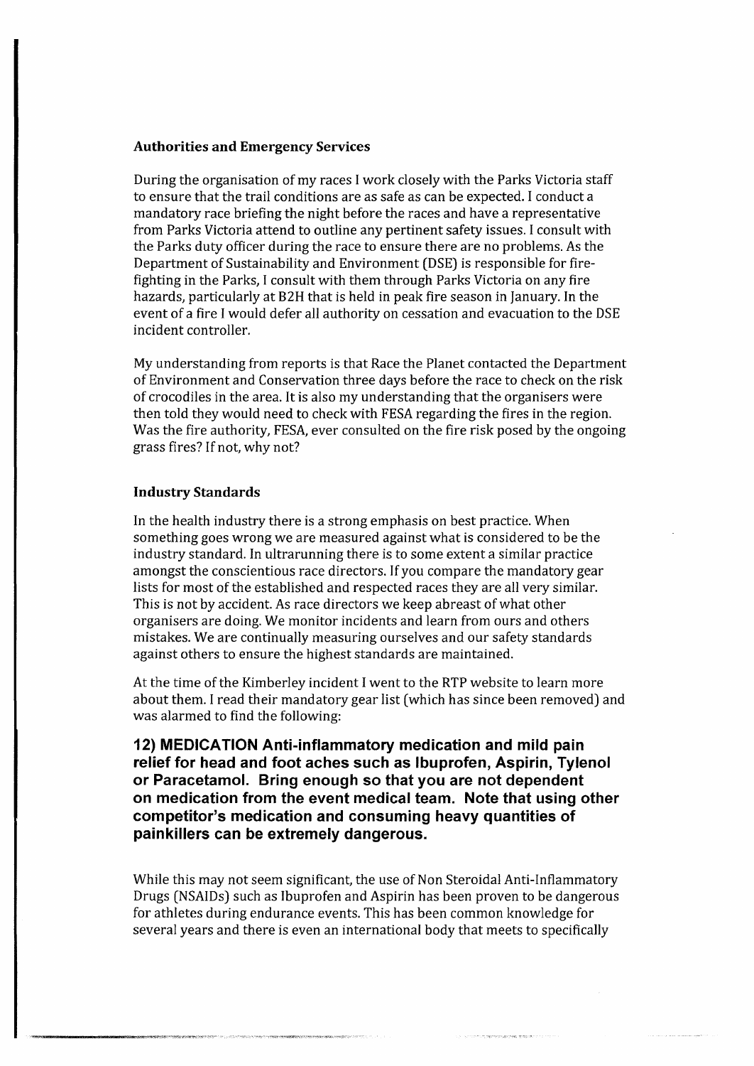### Authorities and Emergency Services

During the organisation of my races I work closely with the Parks Victoria staff to ensure that the trail conditions are as safe as can be expected. I conduct a mandatory race briefing the night before the races and have a representative from Parks Victoria attend to outline any pertinent safety issues. I consult with the Parks duty officer during the race to ensure there are no problems. As the Department of Sustainability and Environment (DSE) is responsible for fire-fighting in the Parks, I consult with them through Parks Victoria on any fire hazards, particularly at B2H that is held in peak fire season in January. In the event of a fire I would defer all authority on cessation and evacuation to the DSE incident controller.

My understanding from reports is that Race the Planet contacted the Department of Environment and Conservation three days before the race to check on the risk of crocodiles in the area. It is also my understanding that the organisers were then told they would need to check with FESA regarding the fires in the region. Was the fire authority, FESA, ever consulted on the fire risk posed by the ongoing grass fires? If not, why not?

### Industry Standards

In the health industry there is a strong emphasis on best practice. When something goes wrong we are measured against what is considered to be the industry standard. In ultrarunning there is to some extent a similar practice amongst the conscientious race directors. If you compare the mandatory gear lists for most of the established and respected races they are all very similar. This is not by accident. As race directors we keep abreast of what other organisers are doing. We monitor incidents and learn from ours and others mistakes. We are continually measuring ourselves and our safety standards against others to ensure the highest standards are maintained.

At the time of the Kimberley incident I went to the RTP website to learn more about them. I read their mandatory gear list (which has since been removed) and was alarmed to find the following:

**12) MEDICATION Anti-inflammatory medication and mild pain relief for head and foot aches such as Ibuprofen, Aspirin, Tylenol or Paracetamol. Bring enough so that you are not dependent on medication from the event medical team. Note that using other competitor's medication and consuming heavy quantities of painkillers can be extremely dangerous.**

While this may not seem significant, the use of Non Steroidal Anti-Inflammatory Drugs (NSAIDs) such as Ibuprofen and Aspirin has been proven to be dangerous for athletes during endurance events. This has been common knowledge for several years and there is even an international body that meets to specifically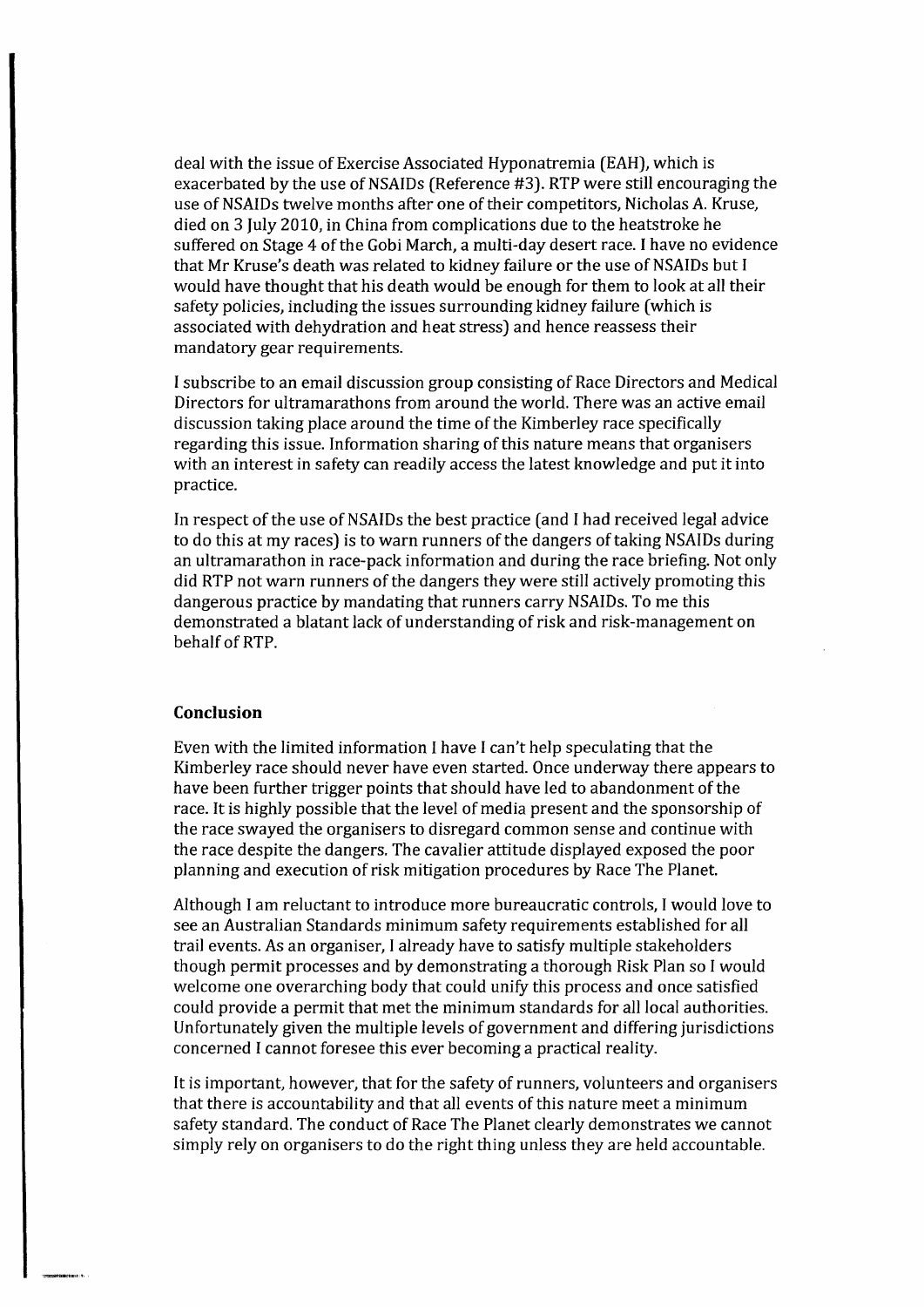deal with the issue of Exercise Associated Hyponatremia (EAH), which is exacerbated by the use of NSAIDs (Reference #3). RTP were still encouraging the use of NSAIDs twelve months after one of their competitors, Nicholas A. Kruse, died on 3 July 2010, in China from complications due to the heatstroke he suffered on Stage 4 of the Gobi March, a multi-day desert race. I have no evidence that Mr Kruse's death was related to kidney failure or the use of NSAIDs but I would have thought that his death would be enough for them to look at all their safety policies, including the issues surrounding kidney failure (which is associated with dehydration and heat stress) and hence reassess their mandatory gear requirements.

I subscribe to an email discussion group consisting of Race Directors and Medical Directors for ultramarathons from around the world. There was an active email discussion taking place around the time of the Kimberley race specifically regarding this issue. Information sharing of this nature means that organisers with an interest in safety can readily access the latest knowledge and put it into practice.

In respect of the use of NSAIDs the best practice (and I had received legal advice to do this at my races) is to warn runners of the dangers of taking NSAIDs during an ultramarathon in race-pack information and during the race briefing. Not only did RTP not warn runners of the dangers they were still actively promoting this dangerous practice by mandating that runners carry NSAIDs. To me this demonstrated a blatant lack of understanding of risk and risk-management on behalf of RTP.

## Conclusion

Even with the limited information I have I can't help speculating that the Kimberley race should never have even started. Once underway there appears to have been further trigger points that should have led to abandonment of the race. It is highly possible that the level of media present and the sponsorship of the race swayed the organisers to disregard common sense and continue with the race despite the dangers. The cavalier attitude displayed exposed the poor planning and execution of risk mitigation procedures by Race The Planet.

Although I am reluctant to introduce more bureaucratic controls, I would love to see an Australian Standards minimum safety requirements established for all trail events. As an organiser, I already have to satisfy multiple stakeholders though permit processes and by demonstrating a thorough Risk Plan so I would welcome one overarching body that could unify this process and once satisfied could provide a permit that met the minimum standards for all local authorities. Unfortunately given the multiple levels of government and differing jurisdictions concerned I cannot foresee this ever becoming a practical reality.

It is important, however, that for the safety of runners, volunteers and organisers that there is accountability and that all events of this nature meet a minimum safety standard. The conduct of Race The Planet clearly demonstrates we cannot simply rely on organisers to do the right thing unless they are held accountable.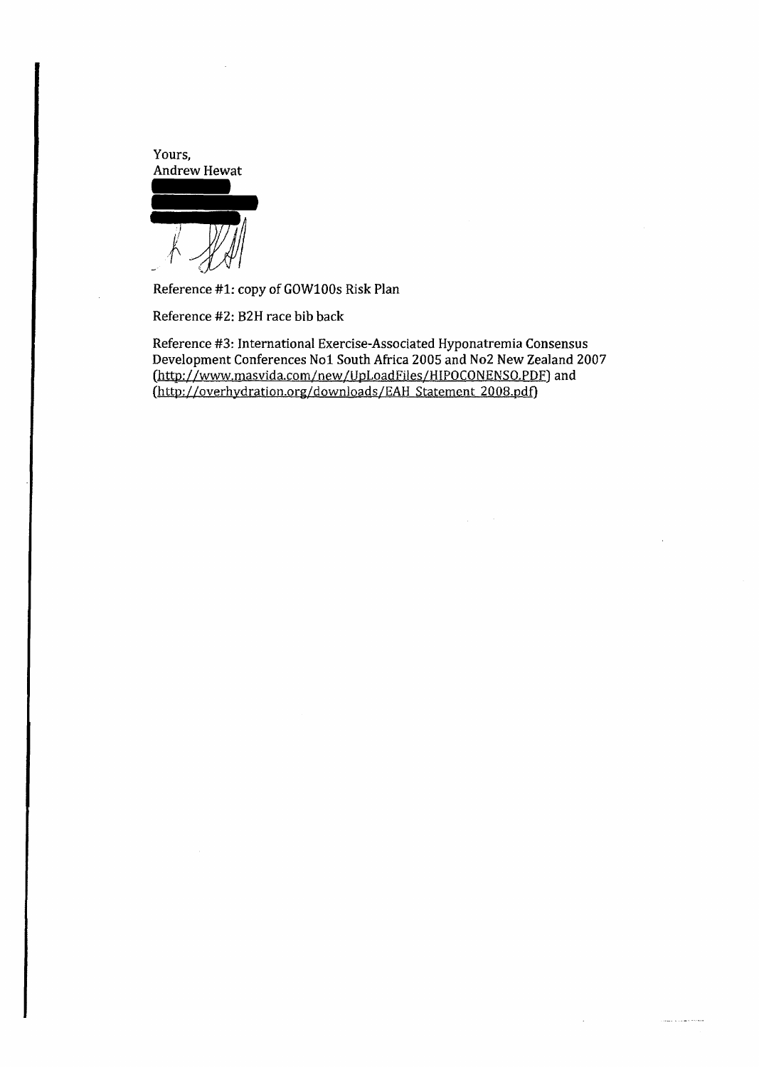Yours,
Andrew Hewat

Reference #1: copy of GOW100s Risk Plan

Reference #2: B2H race bib back

Reference #3: International Exercise-Associated Hyponatremia Consensus Development Conferences No1 South Africa 2005 and No2 New Zealand 2007 (http://www.masvida.com/new/UpLoadFiles/HIPOCONENSO.PDF) and (http://overhydration.org/downloads/EAH_Statement_2008.pdf)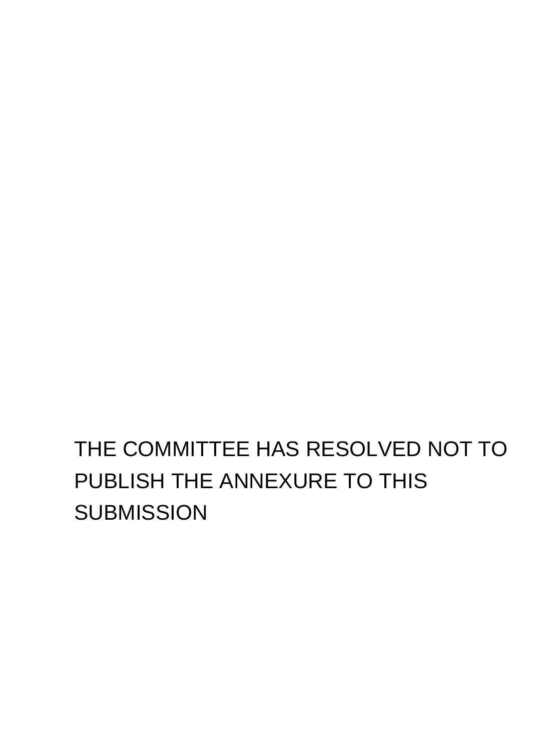THE COMMITTEE HAS RESOLVED NOT TO PUBLISH THE ANNEXURE TO THIS SUBMISSION